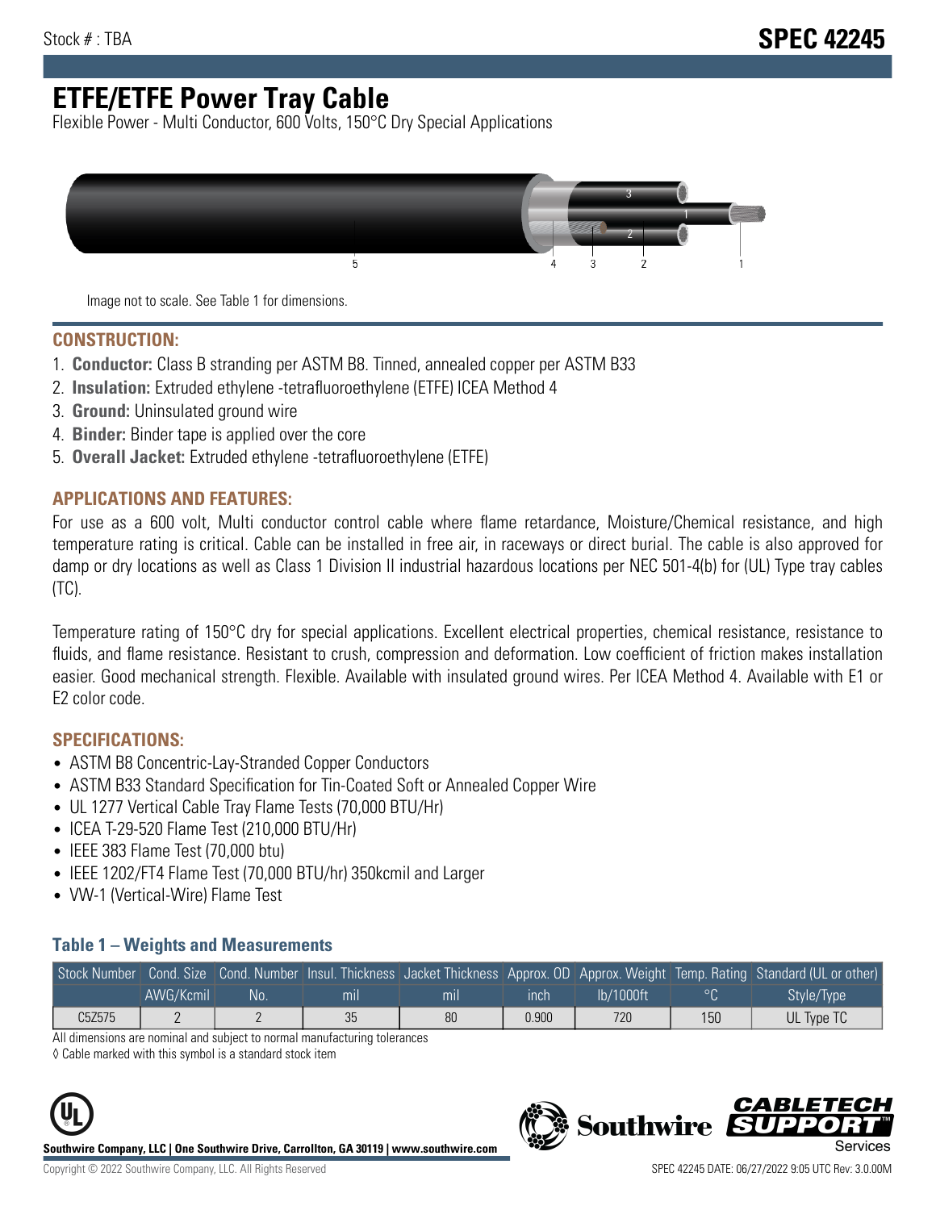Stock # : TBA

# SPEC 42245

# ETFE/ETFE Power Tray Cable

Flexible Power - Multi Conductor, 600 Volts, 150°C Dry Special Applications

Image not to scale. See Table 1 for dimensions.

## CONSTRUCTION:

1. **Conductor:** Class B stranding per ASTM B8. Tinned, annealed copper per ASTM B33
2. **Insulation:** Extruded ethylene -tetrafluoroethylene (ETFE) ICEA Method 4
3. **Ground:** Uninsulated ground wire
4. **Binder:** Binder tape is applied over the core
5. **Overall Jacket:** Extruded ethylene -tetrafluoroethylene (ETFE)

## APPLICATIONS AND FEATURES:

For use as a 600 volt, Multi conductor control cable where flame retardance, Moisture/Chemical resistance, and high temperature rating is critical. Cable can be installed in free air, in raceways or direct burial. The cable is also approved for damp or dry locations as well as Class 1 Division II industrial hazardous locations per NEC 501-4(b) for (UL) Type tray cables (TC).

Temperature rating of 150°C dry for special applications. Excellent electrical properties, chemical resistance, resistance to fluids, and flame resistance. Resistant to crush, compression and deformation. Low coefficient of friction makes installation easier. Good mechanical strength. Flexible. Available with insulated ground wires. Per ICEA Method 4. Available with E1 or E2 color code.

## SPECIFICATIONS:

- ASTM B8 Concentric-Lay-Stranded Copper Conductors
- ASTM B33 Standard Specification for Tin-Coated Soft or Annealed Copper Wire
- UL 1277 Vertical Cable Tray Flame Tests (70,000 BTU/Hr)
- ICEA T-29-520 Flame Test (210,000 BTU/Hr)
- IEEE 383 Flame Test (70,000 btu)
- IEEE 1202/FT4 Flame Test (70,000 BTU/hr) 350kcmil and Larger
- VW-1 (Vertical-Wire) Flame Test

### Table 1 – Weights and Measurements

| Stock Number | Cond. Size | Cond. Number | Insul. Thickness | Jacket Thickness | Approx. OD | Approx. Weight | Temp. Rating | Standard (UL or other) |
|---|---|---|---|---|---|---|---|---|
| | AWG/Kcmil | No. | mil | mil | inch | lb/1000ft | °C | Style/Type |
| C5Z575 | 2 | 2 | 35 | 80 | 0.900 | 720 | 150 | UL Type TC |

All dimensions are nominal and subject to normal manufacturing tolerances

◊ Cable marked with this symbol is a standard stock item

**Southwire Company, LLC | One Southwire Drive, Carrollton, GA 30119 | www.southwire.com**

Copyright © 2022 Southwire Company, LLC. All Rights Reserved

SPEC 42245 DATE: 06/27/2022 9:05 UTC Rev: 3.0.00M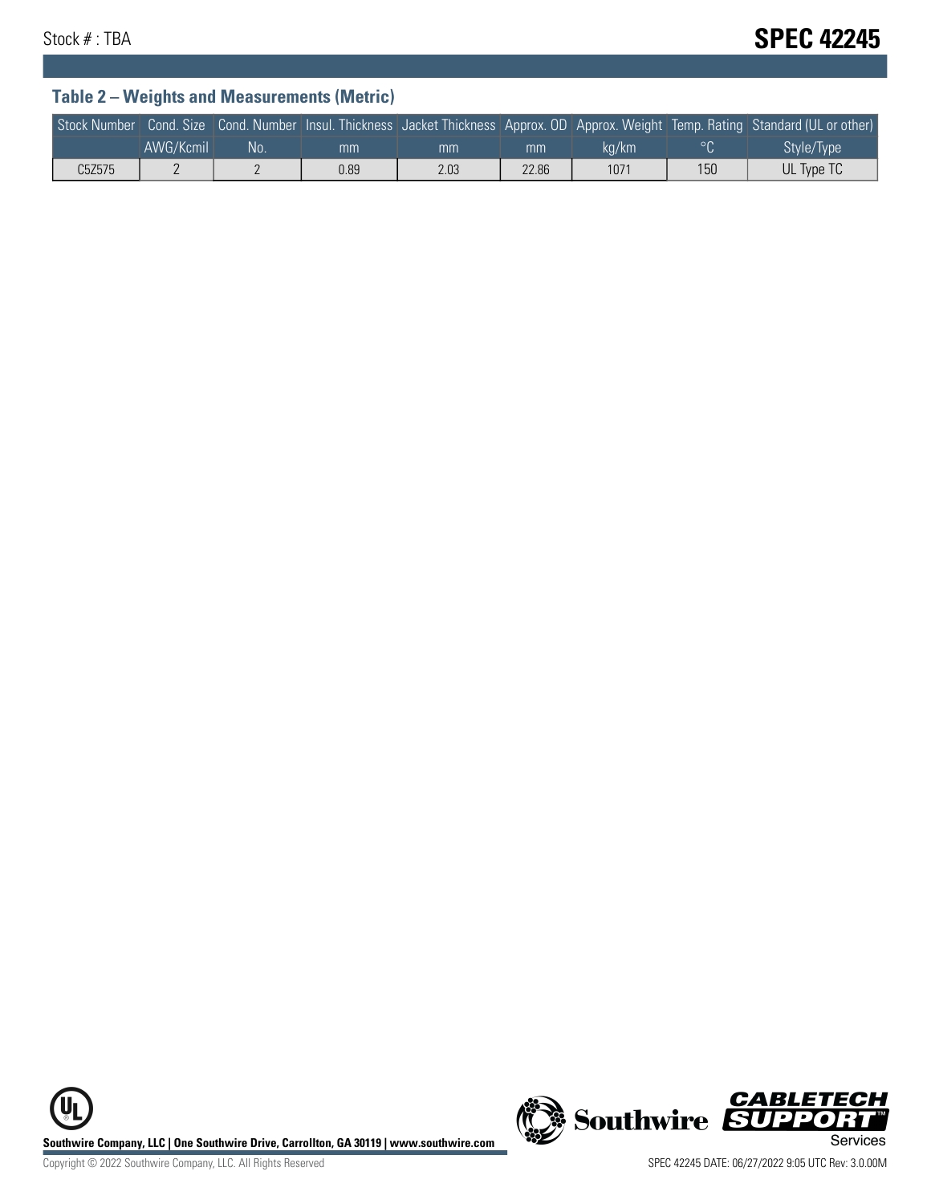### Table 2 – Weights and Measurements (Metric)

| Stock Number | Cond. Size | Cond. Number | Insul. Thickness | Jacket Thickness | Approx. OD | Approx. Weight | Temp. Rating | Standard (UL or other) |
|---|---|---|---|---|---|---|---|---|
| | AWG/Kcmil | No. | mm | mm | mm | kg/km | °C | Style/Type |
| C5Z575 | 2 | 2 | 0.89 | 2.03 | 22.86 | 1071 | 150 | UL Type TC |